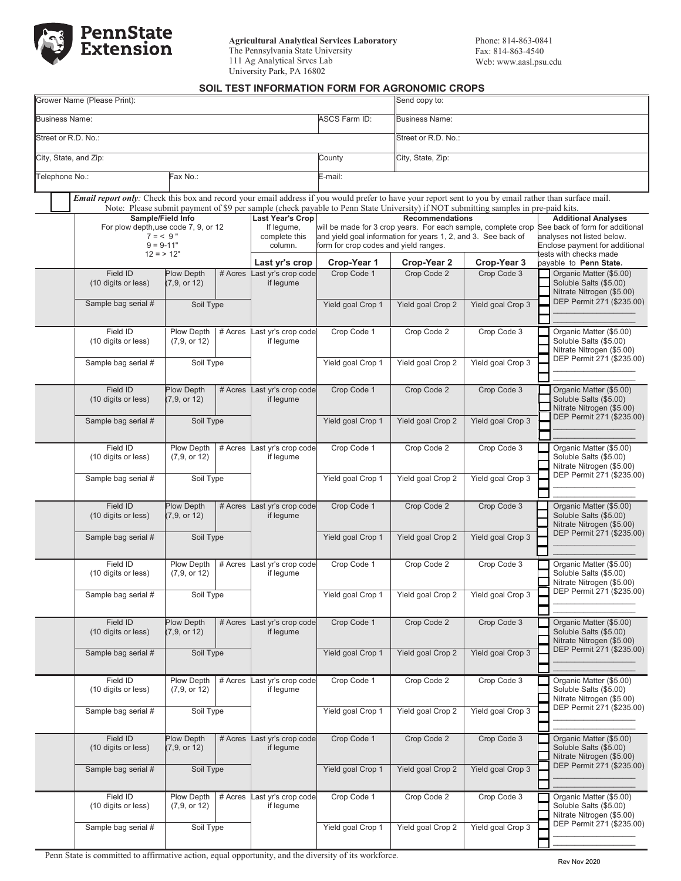**PennState Extension**

**Agricultural Analytical Services Laboratory**
The Pennsylvania State University
111 Ag Analytical Srvcs Lab
University Park, PA 16802

Phone: 814-863-0841
Fax: 814-863-4540
Web: www.aasl.psu.edu

## SOIL TEST INFORMATION FORM FOR AGRONOMIC CROPS

| Grower Name (Please Print): | | | Send copy to: |
|---|---|---|---|
| Business Name: | | ASCS Farm ID: | Business Name: |
| Street or R.D. No.: | | | Street or R.D. No.: |
| City, State, and Zip: | | County | City, State, Zip: |
| Telephone No.: | Fax No.: | E-mail: | |

☐ ***Email report only**:* Check this box and record your email address if you would prefer to have your report sent to you by email rather than surface mail.
Note: Please submit payment of $9 per sample (check payable to Penn State University) if NOT submitting samples in pre-paid kits.

| Sample/Field Info<br>For plow depth,use code 7, 9, or 12<br>7 = < 9"<br>9 = 9-11"<br>12 = > 12" | | | Last Year's Crop<br>If legume, complete this column. | Recommendations<br>will be made for 3 crop years. For each sample, complete crop and yield goal information for years 1, 2, and 3. See back of form for crop codes and yield ranges. | | | Additional Analyses<br>See back of form for additional analyses not listed below. Enclose payment for additional tests with checks made payable to **Penn State.** |
|---|---|---|---|---|---|---|---|
| | | | **Last yr's crop** | **Crop-Year 1** | **Crop-Year 2** | **Crop-Year 3** | |
| Field ID (10 digits or less) | Plow Depth (7,9, or 12) | # Acres | Last yr's crop code if legume | Crop Code 1 | Crop Code 2 | Crop Code 3 | ☐ Organic Matter ($5.00)<br>☐ Soluble Salts ($5.00)<br>☐ Nitrate Nitrogen ($5.00)<br>☐ DEP Permit 271 ($235.00)<br>☐ ________<br>☐ ________ |
| Sample bag serial # | Soil Type | | | Yield goal Crop 1 | Yield goal Crop 2 | Yield goal Crop 3 | |
| Field ID (10 digits or less) | Plow Depth (7,9, or 12) | # Acres | Last yr's crop code if legume | Crop Code 1 | Crop Code 2 | Crop Code 3 | ☐ Organic Matter ($5.00)<br>☐ Soluble Salts ($5.00)<br>☐ Nitrate Nitrogen ($5.00)<br>☐ DEP Permit 271 ($235.00)<br>☐ ________<br>☐ ________ |
| Sample bag serial # | Soil Type | | | Yield goal Crop 1 | Yield goal Crop 2 | Yield goal Crop 3 | |
| Field ID (10 digits or less) | Plow Depth (7,9, or 12) | # Acres | Last yr's crop code if legume | Crop Code 1 | Crop Code 2 | Crop Code 3 | ☐ Organic Matter ($5.00)<br>☐ Soluble Salts ($5.00)<br>☐ Nitrate Nitrogen ($5.00)<br>☐ DEP Permit 271 ($235.00)<br>☐ ________<br>☐ ________ |
| Sample bag serial # | Soil Type | | | Yield goal Crop 1 | Yield goal Crop 2 | Yield goal Crop 3 | |
| Field ID (10 digits or less) | Plow Depth (7,9, or 12) | # Acres | Last yr's crop code if legume | Crop Code 1 | Crop Code 2 | Crop Code 3 | ☐ Organic Matter ($5.00)<br>☐ Soluble Salts ($5.00)<br>☐ Nitrate Nitrogen ($5.00)<br>☐ DEP Permit 271 ($235.00)<br>☐ ________<br>☐ ________ |
| Sample bag serial # | Soil Type | | | Yield goal Crop 1 | Yield goal Crop 2 | Yield goal Crop 3 | |
| Field ID (10 digits or less) | Plow Depth (7,9, or 12) | # Acres | Last yr's crop code if legume | Crop Code 1 | Crop Code 2 | Crop Code 3 | ☐ Organic Matter ($5.00)<br>☐ Soluble Salts ($5.00)<br>☐ Nitrate Nitrogen ($5.00)<br>☐ DEP Permit 271 ($235.00)<br>☐ ________<br>☐ ________ |
| Sample bag serial # | Soil Type | | | Yield goal Crop 1 | Yield goal Crop 2 | Yield goal Crop 3 | |
| Field ID (10 digits or less) | Plow Depth (7,9, or 12) | # Acres | Last yr's crop code if legume | Crop Code 1 | Crop Code 2 | Crop Code 3 | ☐ Organic Matter ($5.00)<br>☐ Soluble Salts ($5.00)<br>☐ Nitrate Nitrogen ($5.00)<br>☐ DEP Permit 271 ($235.00)<br>☐ ________<br>☐ ________ |
| Sample bag serial # | Soil Type | | | Yield goal Crop 1 | Yield goal Crop 2 | Yield goal Crop 3 | |
| Field ID (10 digits or less) | Plow Depth (7,9, or 12) | # Acres | Last yr's crop code if legume | Crop Code 1 | Crop Code 2 | Crop Code 3 | ☐ Organic Matter ($5.00)<br>☐ Soluble Salts ($5.00)<br>☐ Nitrate Nitrogen ($5.00)<br>☐ DEP Permit 271 ($235.00)<br>☐ ________<br>☐ ________ |
| Sample bag serial # | Soil Type | | | Yield goal Crop 1 | Yield goal Crop 2 | Yield goal Crop 3 | |
| Field ID (10 digits or less) | Plow Depth (7,9, or 12) | # Acres | Last yr's crop code if legume | Crop Code 1 | Crop Code 2 | Crop Code 3 | ☐ Organic Matter ($5.00)<br>☐ Soluble Salts ($5.00)<br>☐ Nitrate Nitrogen ($5.00)<br>☐ DEP Permit 271 ($235.00)<br>☐ ________<br>☐ ________ |
| Sample bag serial # | Soil Type | | | Yield goal Crop 1 | Yield goal Crop 2 | Yield goal Crop 3 | |
| Field ID (10 digits or less) | Plow Depth (7,9, or 12) | # Acres | Last yr's crop code if legume | Crop Code 1 | Crop Code 2 | Crop Code 3 | ☐ Organic Matter ($5.00)<br>☐ Soluble Salts ($5.00)<br>☐ Nitrate Nitrogen ($5.00)<br>☐ DEP Permit 271 ($235.00)<br>☐ ________<br>☐ ________ |
| Sample bag serial # | Soil Type | | | Yield goal Crop 1 | Yield goal Crop 2 | Yield goal Crop 3 | |
| Field ID (10 digits or less) | Plow Depth (7,9, or 12) | # Acres | Last yr's crop code if legume | Crop Code 1 | Crop Code 2 | Crop Code 3 | ☐ Organic Matter ($5.00)<br>☐ Soluble Salts ($5.00)<br>☐ Nitrate Nitrogen ($5.00)<br>☐ DEP Permit 271 ($235.00)<br>☐ ________<br>☐ ________ |
| Sample bag serial # | Soil Type | | | Yield goal Crop 1 | Yield goal Crop 2 | Yield goal Crop 3 | |

Penn State is committed to affirmative action, equal opportunity, and the diversity of its workforce.

Rev Nov 2020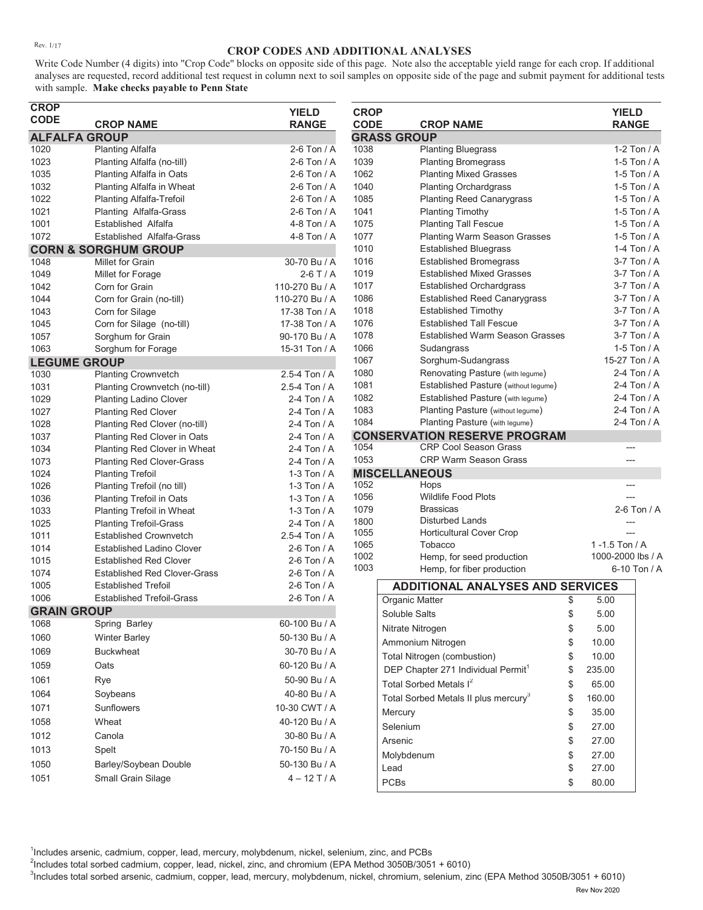## CROP CODES AND ADDITIONAL ANALYSES

Write Code Number (4 digits) into "Crop Code" blocks on opposite side of this page. Note also the acceptable yield range for each crop. If additional analyses are requested, record additional test request in column next to soil samples on opposite side of the page and submit payment for additional tests with sample. **Make checks payable to Penn State**

| CROP CODE | CROP NAME | YIELD RANGE |
|---|---|---|
| **ALFALFA GROUP** | | |
| 1020 | Planting Alfalfa | 2-6 Ton / A |
| 1023 | Planting Alfalfa (no-till) | 2-6 Ton / A |
| 1035 | Planting Alfalfa in Oats | 2-6 Ton / A |
| 1032 | Planting Alfalfa in Wheat | 2-6 Ton / A |
| 1022 | Planting Alfalfa-Trefoil | 2-6 Ton / A |
| 1021 | Planting Alfalfa-Grass | 2-6 Ton / A |
| 1001 | Established Alfalfa | 4-8 Ton / A |
| 1072 | Established Alfalfa-Grass | 4-8 Ton / A |
| **CORN & SORGHUM GROUP** | | |
| 1048 | Millet for Grain | 30-70 Bu / A |
| 1049 | Millet for Forage | 2-6 T / A |
| 1042 | Corn for Grain | 110-270 Bu / A |
| 1044 | Corn for Grain (no-till) | 110-270 Bu / A |
| 1043 | Corn for Silage | 17-38 Ton / A |
| 1045 | Corn for Silage (no-till) | 17-38 Ton / A |
| 1057 | Sorghum for Grain | 90-170 Bu / A |
| 1063 | Sorghum for Forage | 15-31 Ton / A |
| **LEGUME GROUP** | | |
| 1030 | Planting Crownvetch | 2.5-4 Ton / A |
| 1031 | Planting Crownvetch (no-till) | 2.5-4 Ton / A |
| 1029 | Planting Ladino Clover | 2-4 Ton / A |
| 1027 | Planting Red Clover | 2-4 Ton / A |
| 1028 | Planting Red Clover (no-till) | 2-4 Ton / A |
| 1037 | Planting Red Clover in Oats | 2-4 Ton / A |
| 1034 | Planting Red Clover in Wheat | 2-4 Ton / A |
| 1073 | Planting Red Clover-Grass | 2-4 Ton / A |
| 1024 | Planting Trefoil | 1-3 Ton / A |
| 1026 | Planting Trefoil (no till) | 1-3 Ton / A |
| 1036 | Planting Trefoil in Oats | 1-3 Ton / A |
| 1033 | Planting Trefoil in Wheat | 1-3 Ton / A |
| 1025 | Planting Trefoil-Grass | 2-4 Ton / A |
| 1011 | Established Crownvetch | 2.5-4 Ton / A |
| 1014 | Established Ladino Clover | 2-6 Ton / A |
| 1015 | Established Red Clover | 2-6 Ton / A |
| 1074 | Established Red Clover-Grass | 2-6 Ton / A |
| 1005 | Established Trefoil | 2-6 Ton / A |
| 1006 | Established Trefoil-Grass | 2-6 Ton / A |
| **GRAIN GROUP** | | |
| 1068 | Spring Barley | 60-100 Bu / A |
| 1060 | Winter Barley | 50-130 Bu / A |
| 1069 | Buckwheat | 30-70 Bu / A |
| 1059 | Oats | 60-120 Bu / A |
| 1061 | Rye | 50-90 Bu / A |
| 1064 | Soybeans | 40-80 Bu / A |
| 1071 | Sunflowers | 10-30 CWT / A |
| 1058 | Wheat | 40-120 Bu / A |
| 1012 | Canola | 30-80 Bu / A |
| 1013 | Spelt | 70-150 Bu / A |
| 1050 | Barley/Soybean Double | 50-130 Bu / A |
| 1051 | Small Grain Silage | 4 – 12 T / A |
| **GRASS GROUP** | | |
| 1038 | Planting Bluegrass | 1-2 Ton / A |
| 1039 | Planting Bromegrass | 1-5 Ton / A |
| 1062 | Planting Mixed Grasses | 1-5 Ton / A |
| 1040 | Planting Orchardgrass | 1-5 Ton / A |
| 1085 | Planting Reed Canarygrass | 1-5 Ton / A |
| 1041 | Planting Timothy | 1-5 Ton / A |
| 1075 | Planting Tall Fescue | 1-5 Ton / A |
| 1077 | Planting Warm Season Grasses | 1-5 Ton / A |
| 1010 | Established Bluegrass | 1-4 Ton / A |
| 1016 | Established Bromegrass | 3-7 Ton / A |
| 1019 | Established Mixed Grasses | 3-7 Ton / A |
| 1017 | Established Orchardgrass | 3-7 Ton / A |
| 1086 | Established Reed Canarygrass | 3-7 Ton / A |
| 1018 | Established Timothy | 3-7 Ton / A |
| 1076 | Established Tall Fescue | 3-7 Ton / A |
| 1078 | Established Warm Season Grasses | 3-7 Ton / A |
| 1066 | Sudangrass | 1-5 Ton / A |
| 1067 | Sorghum-Sudangrass | 15-27 Ton / A |
| 1080 | Renovating Pasture (with legume) | 2-4 Ton / A |
| 1081 | Established Pasture (without legume) | 2-4 Ton / A |
| 1082 | Established Pasture (with legume) | 2-4 Ton / A |
| 1083 | Planting Pasture (without legume) | 2-4 Ton / A |
| 1084 | Planting Pasture (with legume) | 2-4 Ton / A |
| **CONSERVATION RESERVE PROGRAM** | | |
| 1054 | CRP Cool Season Grass | --- |
| 1053 | CRP Warm Season Grass | --- |
| **MISCELLANEOUS** | | |
| 1052 | Hops | --- |
| 1056 | Wildlife Food Plots | --- |
| 1079 | Brassicas | 2-6 Ton / A |
| 1800 | Disturbed Lands | --- |
| 1055 | Horticultural Cover Crop | --- |
| 1065 | Tobacco | 1 -1.5 Ton / A |
| 1002 | Hemp, for seed production | 1000-2000 lbs / A |
| 1003 | Hemp, for fiber production | 6-10 Ton / A |

### ADDITIONAL ANALYSES AND SERVICES

| | |
|---|---|
| Organic Matter | $ 5.00 |
| Soluble Salts | $ 5.00 |
| Nitrate Nitrogen | $ 5.00 |
| Ammonium Nitrogen | $ 10.00 |
| Total Nitrogen (combustion) | $ 10.00 |
| DEP Chapter 271 Individual Permit[1] | $ 235.00 |
| Total Sorbed Metals I[2] | $ 65.00 |
| Total Sorbed Metals II plus mercury[3] | $ 160.00 |
| Mercury | $ 35.00 |
| Selenium | $ 27.00 |
| Arsenic | $ 27.00 |
| Molybdenum | $ 27.00 |
| Lead | $ 27.00 |
| PCBs | $ 80.00 |

[1]Includes arsenic, cadmium, copper, lead, mercury, molybdenum, nickel, selenium, zinc, and PCBs

[2]Includes total sorbed cadmium, copper, lead, nickel, zinc, and chromium (EPA Method 3050B/3051 + 6010)

[3]Includes total sorbed arsenic, cadmium, copper, lead, mercury, molybdenum, nickel, chromium, selenium, zinc (EPA Method 3050B/3051 + 6010)